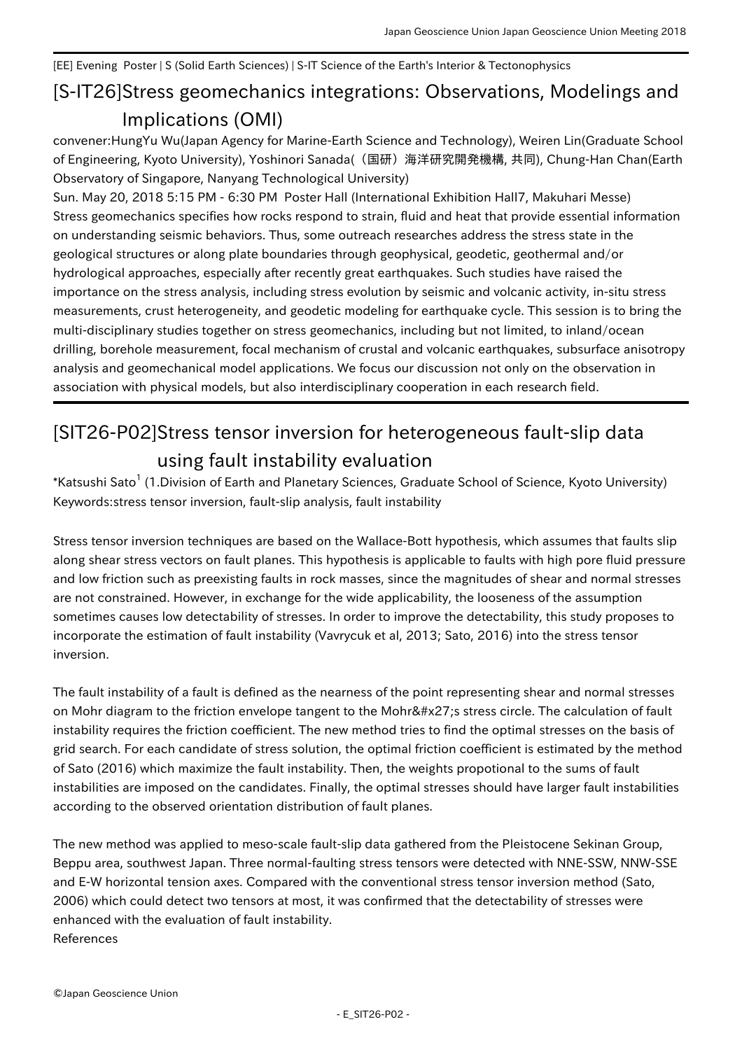[EE] Evening Poster | S (Solid Earth Sciences) | S-IT Science of the Earth's Interior & Tectonophysics

# [S-IT26]Stress geomechanics integrations: Observations, Modelings and Implications (OMI)

convener:HungYu Wu(Japan Agency for Marine-Earth Science and Technology), Weiren Lin(Graduate School of Engineering, Kyoto University), Yoshinori Sanada(（国研）海洋研究開発機構, 共同), Chung-Han Chan(Earth Observatory of Singapore, Nanyang Technological University)

Sun. May 20, 2018 5:15 PM - 6:30 PM Poster Hall (International Exhibition Hall7, Makuhari Messe)

Stress geomechanics specifies how rocks respond to strain, fluid and heat that provide essential information on understanding seismic behaviors. Thus, some outreach researches address the stress state in the geological structures or along plate boundaries through geophysical, geodetic, geothermal and/or hydrological approaches, especially after recently great earthquakes. Such studies have raised the importance on the stress analysis, including stress evolution by seismic and volcanic activity, in-situ stress measurements, crust heterogeneity, and geodetic modeling for earthquake cycle. This session is to bring the multi-disciplinary studies together on stress geomechanics, including but not limited, to inland/ocean drilling, borehole measurement, focal mechanism of crustal and volcanic earthquakes, subsurface anisotropy analysis and geomechanical model applications. We focus our discussion not only on the observation in association with physical models, but also interdisciplinary cooperation in each research field.

---

# [SIT26-P02]Stress tensor inversion for heterogeneous fault-slip data using fault instability evaluation

*Katsushi Sato[1] (1.Division of Earth and Planetary Sciences, Graduate School of Science, Kyoto University)

Keywords:stress tensor inversion, fault-slip analysis, fault instability

Stress tensor inversion techniques are based on the Wallace-Bott hypothesis, which assumes that faults slip along shear stress vectors on fault planes. This hypothesis is applicable to faults with high pore fluid pressure and low friction such as preexisting faults in rock masses, since the magnitudes of shear and normal stresses are not constrained. However, in exchange for the wide applicability, the looseness of the assumption sometimes causes low detectability of stresses. In order to improve the detectability, this study proposes to incorporate the estimation of fault instability (Vavrycuk et al, 2013; Sato, 2016) into the stress tensor inversion.

The fault instability of a fault is defined as the nearness of the point representing shear and normal stresses on Mohr diagram to the friction envelope tangent to the Mohr&#x27;s stress circle. The calculation of fault instability requires the friction coefficient. The new method tries to find the optimal stresses on the basis of grid search. For each candidate of stress solution, the optimal friction coefficient is estimated by the method of Sato (2016) which maximize the fault instability. Then, the weights propotional to the sums of fault instabilities are imposed on the candidates. Finally, the optimal stresses should have larger fault instabilities according to the observed orientation distribution of fault planes.

The new method was applied to meso-scale fault-slip data gathered from the Pleistocene Sekinan Group, Beppu area, southwest Japan. Three normal-faulting stress tensors were detected with NNE-SSW, NNW-SSE and E-W horizontal tension axes. Compared with the conventional stress tensor inversion method (Sato, 2006) which could detect two tensors at most, it was confirmed that the detectability of stresses were enhanced with the evaluation of fault instability.

References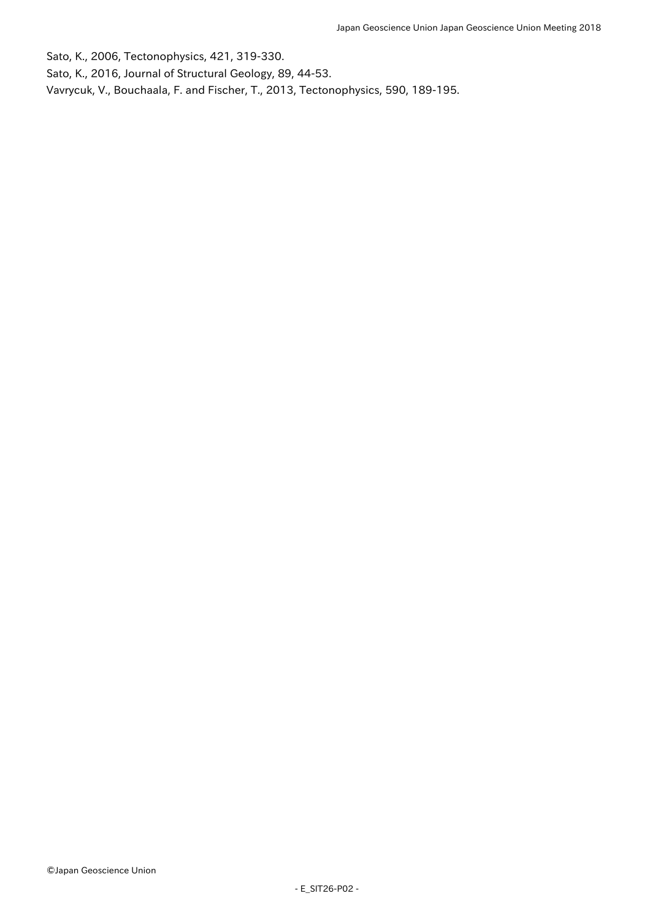Sato, K., 2006, Tectonophysics, 421, 319-330.

Sato, K., 2016, Journal of Structural Geology, 89, 44-53.

Vavrycuk, V., Bouchaala, F. and Fischer, T., 2013, Tectonophysics, 590, 189-195.